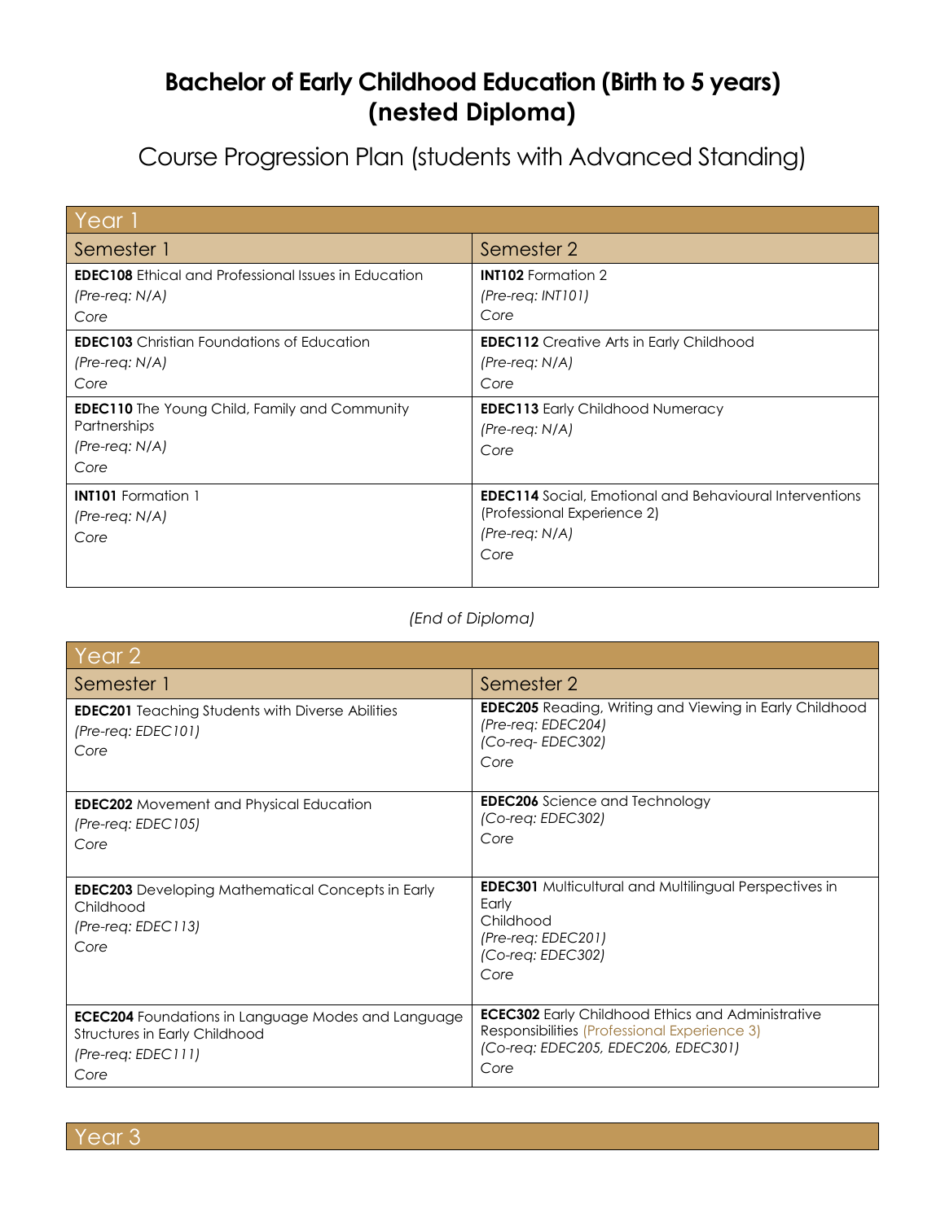# Bachelor of Early Childhood Education (Birth to 5 years) (nested Diploma)

## Course Progression Plan (students with Advanced Standing)

| Year 1 | |
|---|---|
| **Semester 1** | **Semester 2** |
| **EDEC108** Ethical and Professional Issues in Education<br>*(Pre-req: N/A)*<br>*Core* | **INT102** Formation 2<br>*(Pre-req: INT101)*<br>*Core* |
| **EDEC103** Christian Foundations of Education<br>*(Pre-req: N/A)*<br>*Core* | **EDEC112** Creative Arts in Early Childhood<br>*(Pre-req: N/A)*<br>*Core* |
| **EDEC110** The Young Child, Family and Community Partnerships<br>*(Pre-req: N/A)*<br>*Core* | **EDEC113** Early Childhood Numeracy<br>*(Pre-req: N/A)*<br>*Core* |
| **INT101** Formation 1<br>*(Pre-req: N/A)*<br>*Core* | **EDEC114** Social, Emotional and Behavioural Interventions (Professional Experience 2)<br>*(Pre-req: N/A)*<br>*Core* |

*(End of Diploma)*

| Year 2 | |
|---|---|
| **Semester 1** | **Semester 2** |
| **EDEC201** Teaching Students with Diverse Abilities<br>*(Pre-req: EDEC101)*<br>*Core* | **EDEC205** Reading, Writing and Viewing in Early Childhood<br>*(Pre-req: EDEC204)*<br>*(Co-req- EDEC302)*<br>*Core* |
| **EDEC202** Movement and Physical Education<br>*(Pre-req: EDEC105)*<br>*Core* | **EDEC206** Science and Technology<br>*(Co-req: EDEC302)*<br>*Core* |
| **EDEC203** Developing Mathematical Concepts in Early Childhood<br>*(Pre-req: EDEC113)*<br>*Core* | **EDEC301** Multicultural and Multilingual Perspectives in Early Childhood<br>*(Pre-req: EDEC201)*<br>*(Co-req: EDEC302)*<br>*Core* |
| **ECEC204** Foundations in Language Modes and Language Structures in Early Childhood<br>*(Pre-req: EDEC111)*<br>*Core* | **ECEC302** Early Childhood Ethics and Administrative Responsibilities (Professional Experience 3)<br>*(Co-req: EDEC205, EDEC206, EDEC301)*<br>*Core* |

| Year 3 |
|---|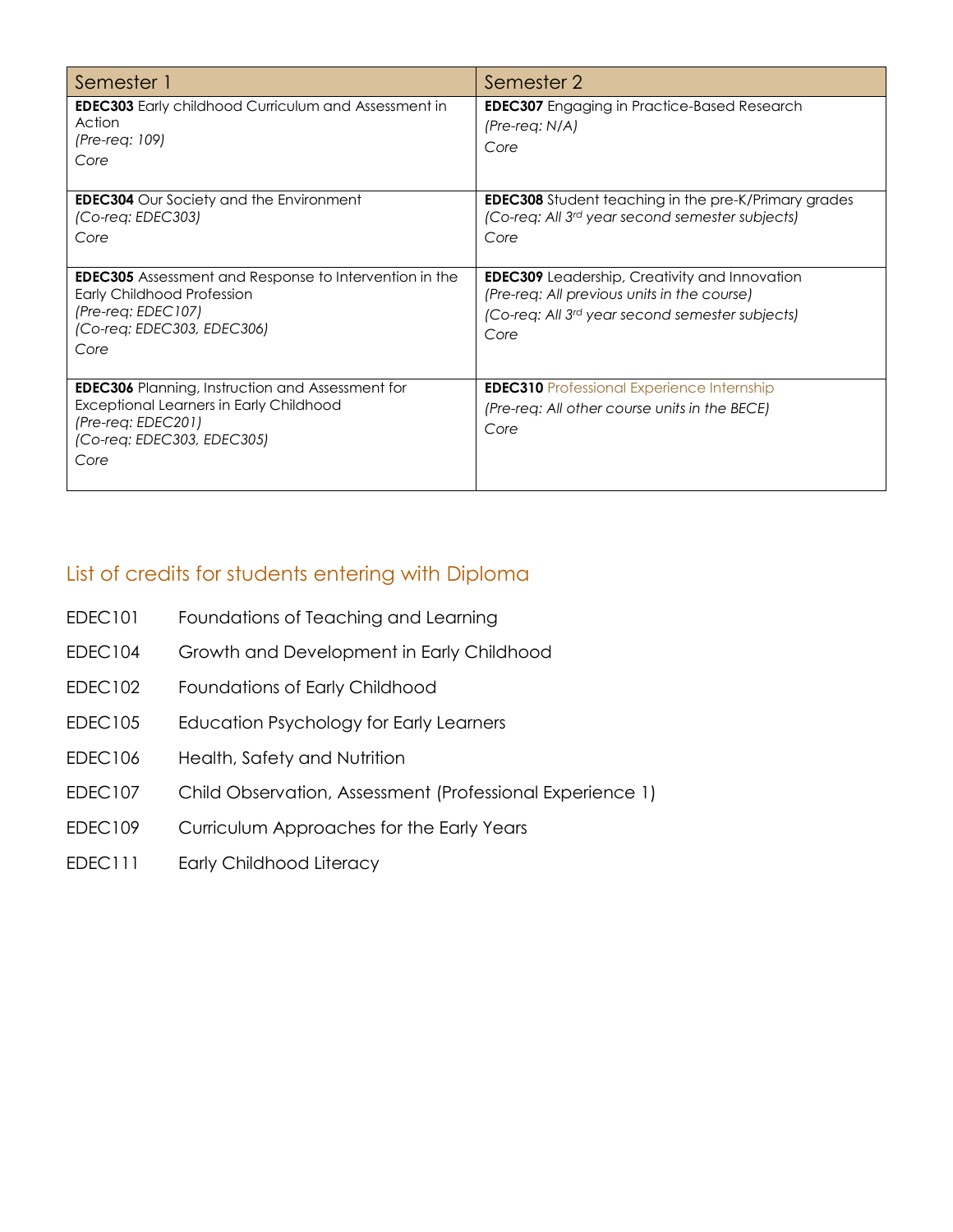| Semester 1 | Semester 2 |
| --- | --- |
| **EDEC303** Early childhood Curriculum and Assessment in Action<br>*(Pre-req: 109)*<br>*Core* | **EDEC307** Engaging in Practice-Based Research<br>*(Pre-req: N/A)*<br>*Core* |
| **EDEC304** Our Society and the Environment<br>*(Co-req: EDEC303)*<br>*Core* | **EDEC308** Student teaching in the pre-K/Primary grades<br>*(Co-req: All 3rd year second semester subjects)*<br>*Core* |
| **EDEC305** Assessment and Response to Intervention in the Early Childhood Profession<br>*(Pre-req: EDEC107)*<br>*(Co-req: EDEC303, EDEC306)*<br>*Core* | **EDEC309** Leadership, Creativity and Innovation<br>*(Pre-req: All previous units in the course)*<br>*(Co-req: All 3rd year second semester subjects)*<br>*Core* |
| **EDEC306** Planning, Instruction and Assessment for Exceptional Learners in Early Childhood<br>*(Pre-req: EDEC201)*<br>*(Co-req: EDEC303, EDEC305)*<br>*Core* | **EDEC310** Professional Experience Internship<br>*(Pre-req: All other course units in the BECE)*<br>*Core* |

## List of credits for students entering with Diploma

EDEC101 Foundations of Teaching and Learning

EDEC104 Growth and Development in Early Childhood

EDEC102 Foundations of Early Childhood

EDEC105 Education Psychology for Early Learners

EDEC106 Health, Safety and Nutrition

EDEC107 Child Observation, Assessment (Professional Experience 1)

EDEC109 Curriculum Approaches for the Early Years

EDEC111 Early Childhood Literacy